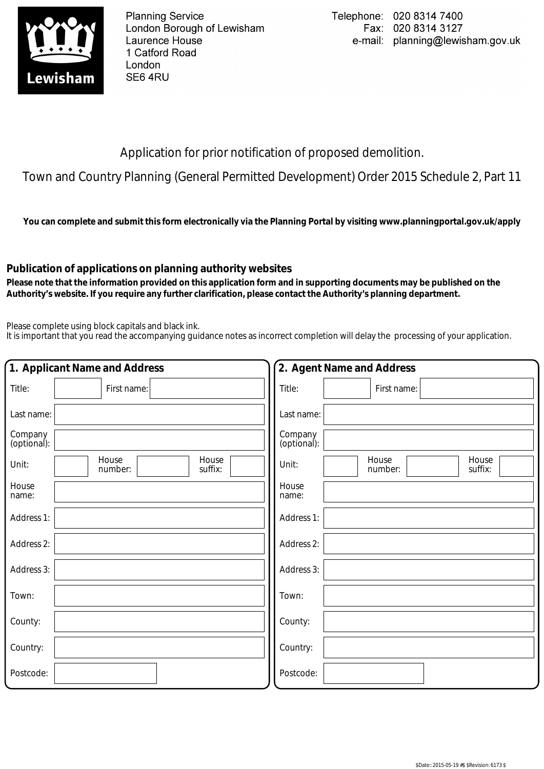Planning Service
London Borough of Lewisham
Laurence House
1 Catford Road
London
SE6 4RU

Telephone: 020 8314 7400
Fax: 020 8314 3127
e-mail: planning@lewisham.gov.uk

# Application for prior notification of proposed demolition.

## Town and Country Planning (General Permitted Development) Order 2015 Schedule 2, Part 11

**You can complete and submit this form electronically via the Planning Portal by visiting www.planningportal.gov.uk/apply**

### Publication of applications on planning authority websites

**Please note that the information provided on this application form and in supporting documents may be published on the Authority's website. If you require any further clarification, please contact the Authority's planning department.**

Please complete using block capitals and black ink.
It is important that you read the accompanying guidance notes as incorrect completion will delay the processing of your application.

### 1. Applicant Name and Address

| | | | | | |
|---|---|---|---|---|---|
| Title: | | First name: | | | |
| Last name: | | | | | |
| Company (optional): | | | | | |
| Unit: | | House number: | | House suffix: | |
| House name: | | | | | |
| Address 1: | | | | | |
| Address 2: | | | | | |
| Address 3: | | | | | |
| Town: | | | | | |
| County: | | | | | |
| Country: | | | | | |
| Postcode: | | | | | |

### 2. Agent Name and Address

| | | | | | |
|---|---|---|---|---|---|
| Title: | | First name: | | | |
| Last name: | | | | | |
| Company (optional): | | | | | |
| Unit: | | House number: | | House suffix: | |
| House name: | | | | | |
| Address 1: | | | | | |
| Address 2: | | | | | |
| Address 3: | | | | | |
| Town: | | | | | |
| County: | | | | | |
| Country: | | | | | |
| Postcode: | | | | | |

$Date:: 2015-05-19 #$ $Revision: 6173 $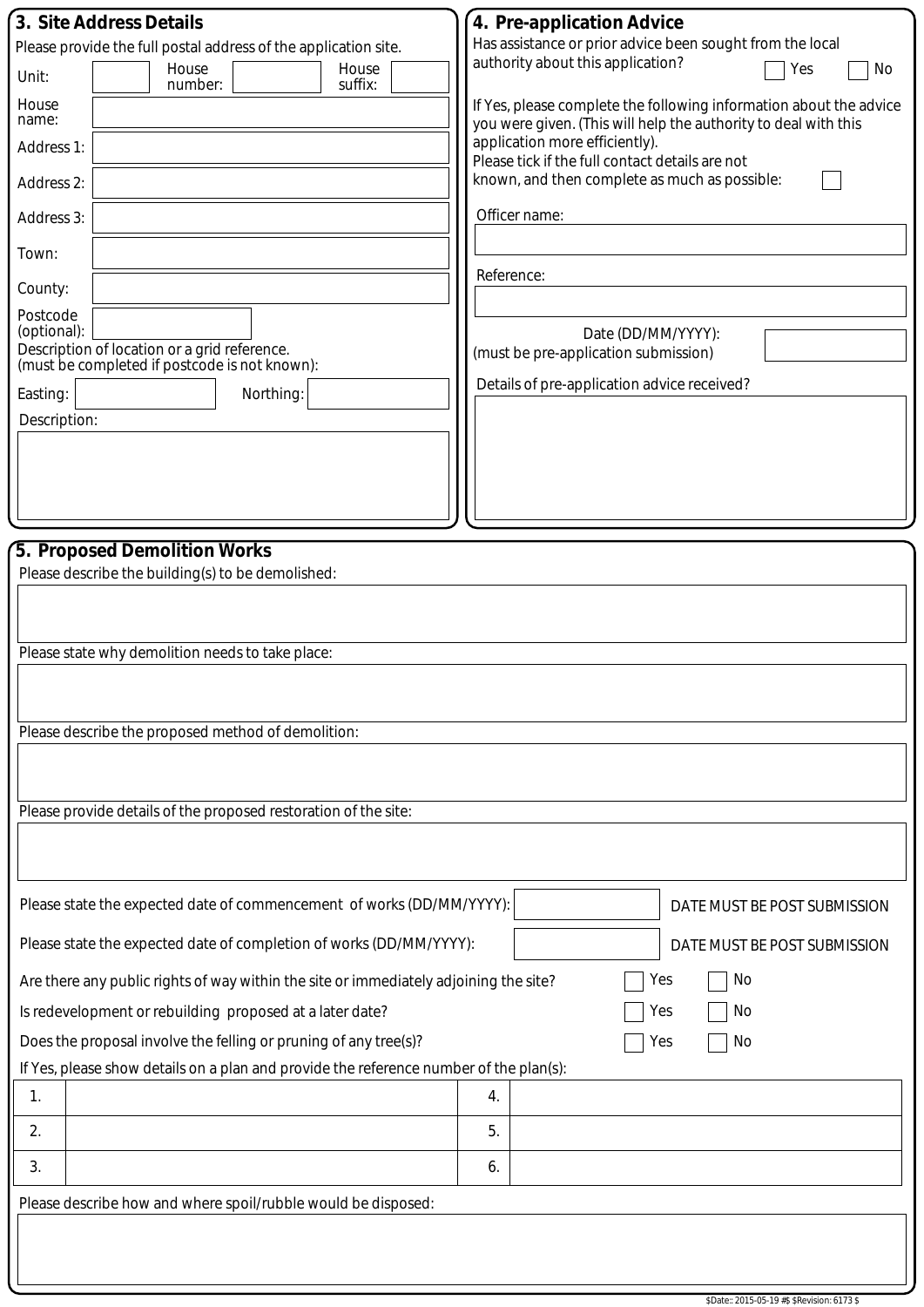## 3. Site Address Details

Please provide the full postal address of the application site.

Unit: | House number: | House suffix:

House name:

Address 1:

Address 2:

Address 3:

Town:

County:

Postcode (optional):

Description of location or a grid reference. (must be completed if postcode is not known):

Easting: | Northing:

Description:

## 4. Pre-application Advice

Has assistance or prior advice been sought from the local authority about this application? ☐ Yes ☐ No

If Yes, please complete the following information about the advice you were given. (This will help the authority to deal with this application more efficiently).

Please tick if the full contact details are not known, and then complete as much as possible: ☐

Officer name:

Reference:

Date (DD/MM/YYYY): (must be pre-application submission)

Details of pre-application advice received?

## 5. Proposed Demolition Works

Please describe the building(s) to be demolished:

Please state why demolition needs to take place:

Please describe the proposed method of demolition:

Please provide details of the proposed restoration of the site:

Please state the expected date of commencement of works (DD/MM/YYYY): DATE MUST BE POST SUBMISSION

Please state the expected date of completion of works (DD/MM/YYYY): DATE MUST BE POST SUBMISSION

Are there any public rights of way within the site or immediately adjoining the site? ☐ Yes ☐ No

Is redevelopment or rebuilding proposed at a later date? ☐ Yes ☐ No

Does the proposal involve the felling or pruning of any tree(s)? ☐ Yes ☐ No

If Yes, please show details on a plan and provide the reference number of the plan(s):

| | | | |
|---|---|---|---|
| 1. | | 4. | |
| 2. | | 5. | |
| 3. | | 6. | |

Please describe how and where spoil/rubble would be disposed: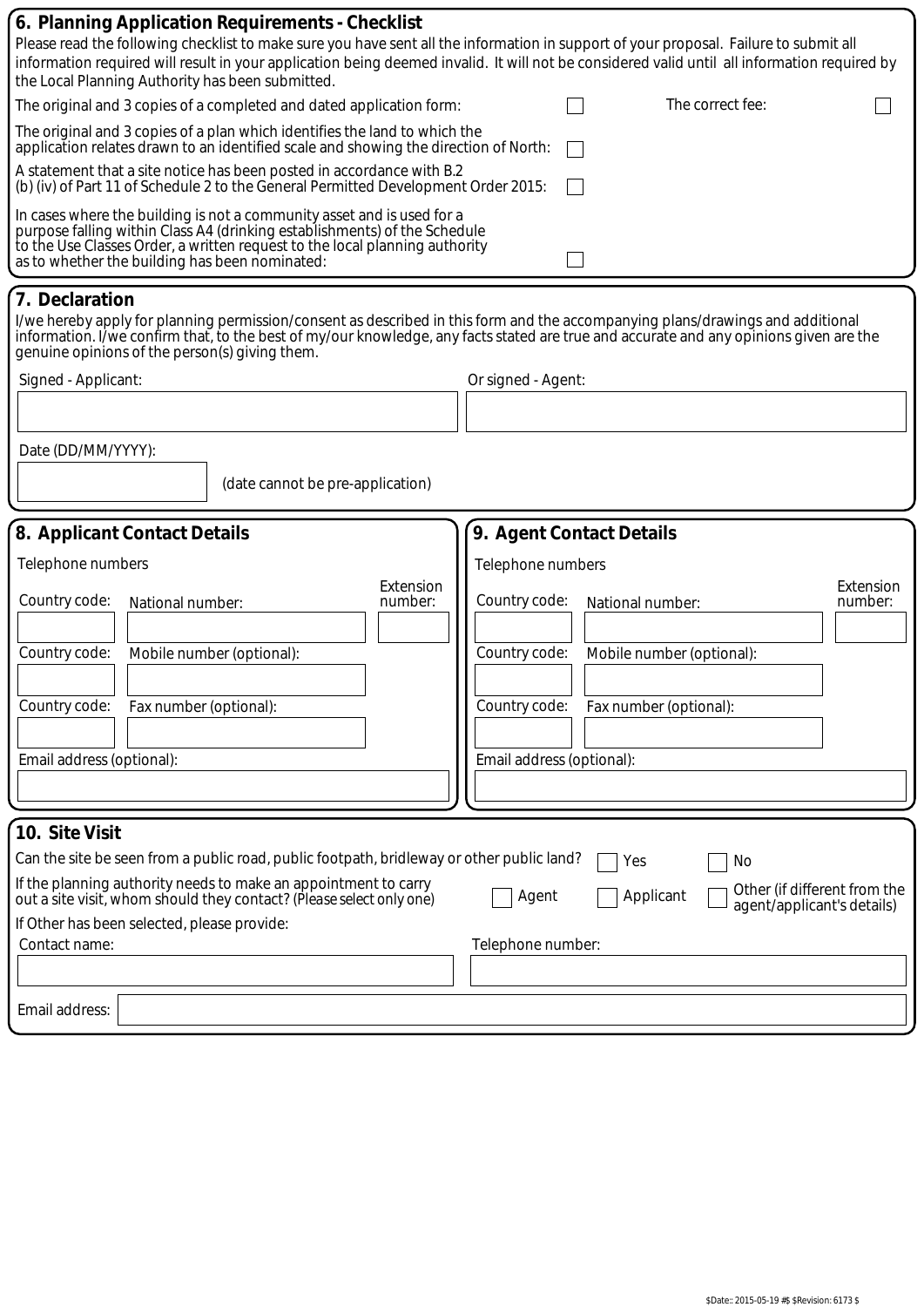## 6. Planning Application Requirements - Checklist

Please read the following checklist to make sure you have sent all the information in support of your proposal. Failure to submit all information required will result in your application being deemed invalid. It will not be considered valid until all information required by the Local Planning Authority has been submitted.

The original and 3 copies of a completed and dated application form: ☐ The correct fee: ☐

The original and 3 copies of a plan which identifies the land to which the application relates drawn to an identified scale and showing the direction of North: ☐

A statement that a site notice has been posted in accordance with B.2 (b) (iv) of Part 11 of Schedule 2 to the General Permitted Development Order 2015: ☐

In cases where the building is not a community asset and is used for a purpose falling within Class A4 (drinking establishments) of the Schedule to the Use Classes Order, a written request to the local planning authority as to whether the building has been nominated: ☐

## 7. Declaration

I/we hereby apply for planning permission/consent as described in this form and the accompanying plans/drawings and additional information. I/we confirm that, to the best of my/our knowledge, any facts stated are true and accurate and any opinions given are the genuine opinions of the person(s) giving them.

Signed - Applicant:

Or signed - Agent:

Date (DD/MM/YYYY):

(date cannot be pre-application)

## 8. Applicant Contact Details

Telephone numbers

Country code: National number: Extension number:

Country code: Mobile number (optional):

Country code: Fax number (optional):

Email address (optional):

## 9. Agent Contact Details

Telephone numbers

Country code: National number: Extension number:

Country code: Mobile number (optional):

Country code: Fax number (optional):

Email address (optional):

## 10. Site Visit

Can the site be seen from a public road, public footpath, bridleway or other public land? ☐ Yes ☐ No

If the planning authority needs to make an appointment to carry out a site visit, whom should they contact? (Please select only one) ☐ Agent ☐ Applicant ☐ Other (if different from the agent/applicant's details)

If Other has been selected, please provide:

Contact name:

Telephone number:

Email address:

$Date:: 2015-05-19 #$ $Revision: 6173 $